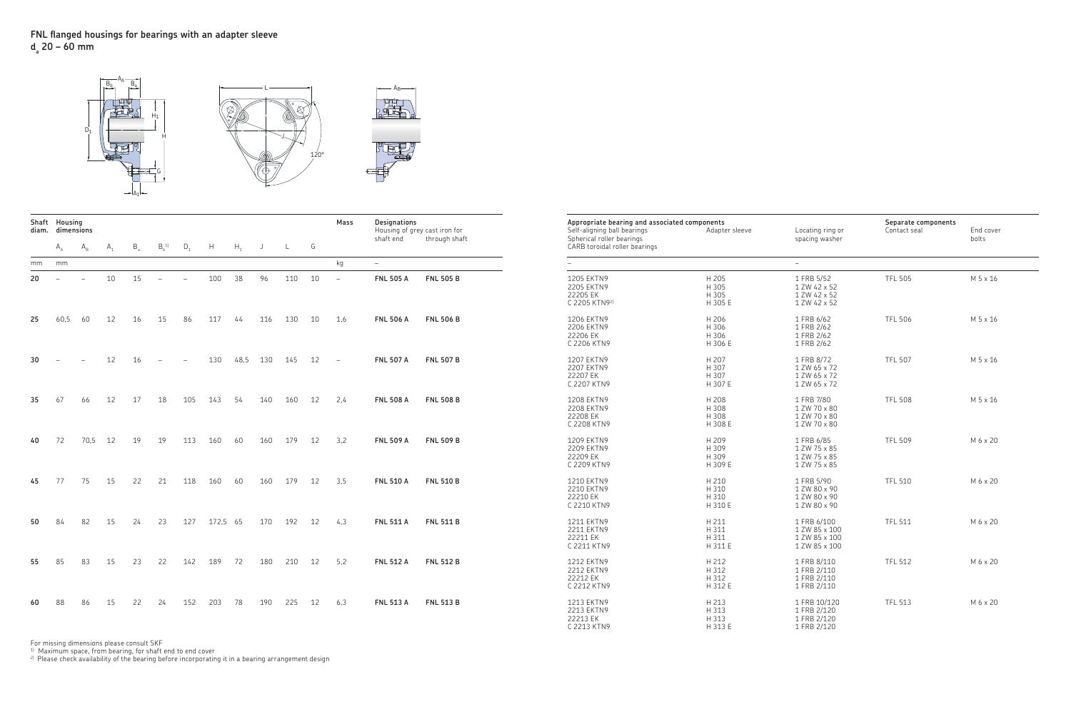## FNL flanged housings for bearings with an adapter sleeve
### $d_a$ 20 – 60 mm

| Shaft diam. | Housing dimensions | | | | | | | | | | | Mass | Designations | | Appropriate bearing and associated components | | | Separate components | |
|---|---|---|---|---|---|---|---|---|---|---|---|---|---|---|---|---|---|---|---|
| | | | | | | | | | | | | | Housing of grey cast iron for | | Self-aligning ball bearings<br>Spherical roller bearings<br>CARB toroidal roller bearings | Adapter sleeve | Locating ring or spacing washer | Contact seal | End cover bolts |
| | $A_A$ | $A_B$ | $A_1$ | $B_a$ | $B_b$[1] | $D_1$ | H | $H_1$ | J | L | G | | shaft end | through shaft | | | | | |
| mm | mm | | | | | | | | | | | kg | – | | – | | – | | |
| **20** | – | – | 10 | 15 | – | – | 100 | 38 | 96 | 110 | 10 | – | **FNL 505 A** | **FNL 505 B** | 1205 EKTN9<br>2205 EKTN9<br>22205 EK<br>C 2205 KTN9[2] | H 205<br>H 305<br>H 305<br>H 305 E | 1 FRB 5/52<br>1 ZW 42 x 52<br>1 ZW 42 x 52<br>1 ZW 42 x 52 | TFL 505 | M 5 x 16 |
| **25** | 60,5 | 60 | 12 | 16 | 15 | 86 | 117 | 44 | 116 | 130 | 10 | 1,6 | **FNL 506 A** | **FNL 506 B** | 1206 EKTN9<br>2206 EKTN9<br>22206 EK<br>C 2206 KTN9 | H 206<br>H 306<br>H 306<br>H 306 E | 1 FRB 6/62<br>1 FRB 2/62<br>1 FRB 2/62<br>1 FRB 2/62 | TFL 506 | M 5 x 16 |
| **30** | – | – | 12 | 16 | – | – | 130 | 48,5 | 130 | 145 | 12 | – | **FNL 507 A** | **FNL 507 B** | 1207 EKTN9<br>2207 EKTN9<br>22207 EK<br>C 2207 KTN9 | H 207<br>H 307<br>H 307<br>H 307 E | 1 FRB 8/72<br>1 ZW 65 x 72<br>1 ZW 65 x 72<br>1 ZW 65 x 72 | TFL 507 | M 5 x 16 |
| **35** | 67 | 66 | 12 | 17 | 18 | 105 | 143 | 54 | 140 | 160 | 12 | 2,4 | **FNL 508 A** | **FNL 508 B** | 1208 EKTN9<br>2208 EKTN9<br>22208 EK<br>C 2208 KTN9 | H 208<br>H 308<br>H 308<br>H 308 E | 1 FRB 7/80<br>1 ZW 70 x 80<br>1 ZW 70 x 80<br>1 ZW 70 x 80 | TFL 508 | M 5 x 16 |
| **40** | 72 | 70,5 | 12 | 19 | 19 | 113 | 160 | 60 | 160 | 179 | 12 | 3,2 | **FNL 509 A** | **FNL 509 B** | 1209 EKTN9<br>2209 EKTN9<br>22209 EK<br>C 2209 KTN9 | H 209<br>H 309<br>H 309<br>H 309 E | 1 FRB 6/85<br>1 ZW 75 x 85<br>1 ZW 75 x 85<br>1 ZW 75 x 85 | TFL 509 | M 6 x 20 |
| **45** | 77 | 75 | 15 | 22 | 21 | 118 | 160 | 60 | 160 | 179 | 12 | 3,5 | **FNL 510 A** | **FNL 510 B** | 1210 EKTN9<br>2210 EKTN9<br>22210 EK<br>C 2210 KTN9 | H 210<br>H 310<br>H 310<br>H 310 E | 1 FRB 5/90<br>1 ZW 80 x 90<br>1 ZW 80 x 90<br>1 ZW 80 x 90 | TFL 510 | M 6 x 20 |
| **50** | 84 | 82 | 15 | 24 | 23 | 127 | 172,5 | 65 | 170 | 192 | 12 | 4,3 | **FNL 511 A** | **FNL 511 B** | 1211 EKTN9<br>2211 EKTN9<br>22211 EK<br>C 2211 KTN9 | H 211<br>H 311<br>H 311<br>H 311 E | 1 FRB 6/100<br>1 ZW 85 x 100<br>1 ZW 85 x 100<br>1 ZW 85 x 100 | TFL 511 | M 6 x 20 |
| **55** | 85 | 83 | 15 | 23 | 22 | 142 | 189 | 72 | 180 | 210 | 12 | 5,2 | **FNL 512 A** | **FNL 512 B** | 1212 EKTN9<br>2212 EKTN9<br>22212 EK<br>C 2212 KTN9 | H 212<br>H 312<br>H 312<br>H 312 E | 1 FRB 8/110<br>1 FRB 2/110<br>1 FRB 2/110<br>1 FRB 2/110 | TFL 512 | M 6 x 20 |
| **60** | 88 | 86 | 15 | 22 | 24 | 152 | 203 | 78 | 190 | 225 | 12 | 6,3 | **FNL 513 A** | **FNL 513 B** | 1213 EKTN9<br>2213 EKTN9<br>22213 EK<br>C 2213 KTN9 | H 213<br>H 313<br>H 313<br>H 313 E | 1 FRB 10/120<br>1 FRB 2/120<br>1 FRB 2/120<br>1 FRB 2/120 | TFL 513 | M 6 x 20 |

For missing dimensions please consult SKF

[1] Maximum space, from bearing, for shaft end to end cover

[2] Please check availability of the bearing before incorporating it in a bearing arrangement design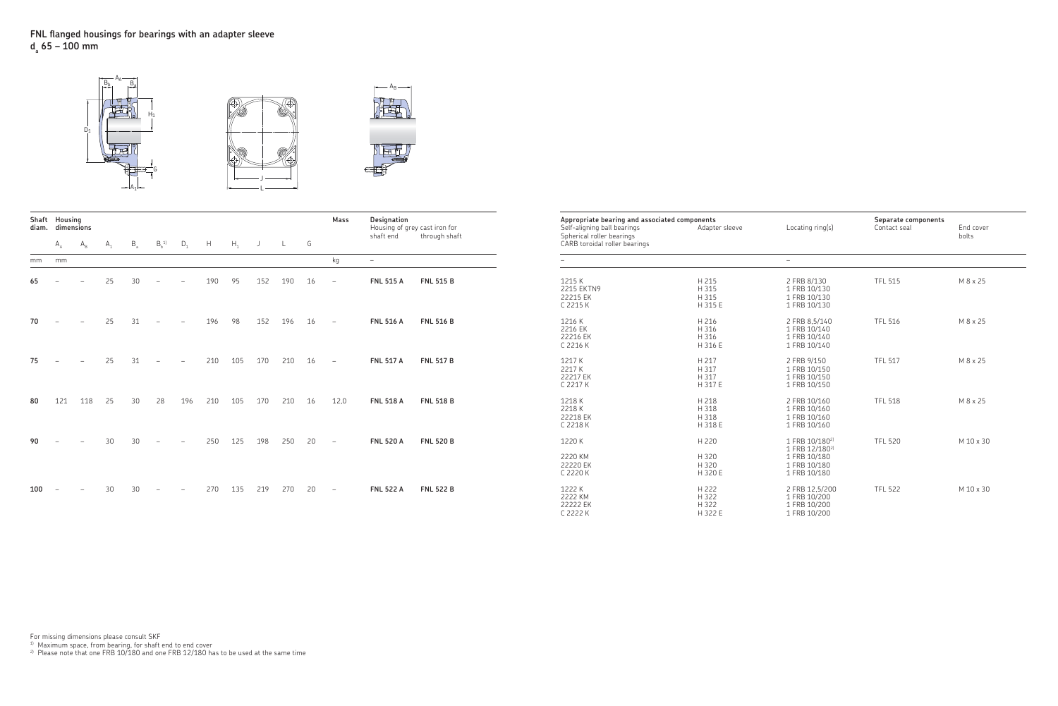## FNL flanged housings for bearings with an adapter sleeve
## $d_a$ 65 – 100 mm

$B_b$ $A_A$ $B_a$ $H_1$ $D_1$ G $A_1$ J L $A_B$

| Shaft diam. | Housing dimensions | | | | | | | | | | | Mass | Designation Housing of grey cast iron for | |
|---|---|---|---|---|---|---|---|---|---|---|---|---|---|---|
| | $A_A$ | $A_B$ | $A_1$ | $B_a$ | $B_b$[1] | $D_1$ | H | $H_1$ | J | L | G | | shaft end | through shaft |
| mm | mm | | | | | | | | | | | kg | – | |
| **65** | – | – | 25 | 30 | – | – | 190 | 95 | 152 | 190 | 16 | – | **FNL 515 A** | **FNL 515 B** |
| **70** | – | – | 25 | 31 | – | – | 196 | 98 | 152 | 196 | 16 | – | **FNL 516 A** | **FNL 516 B** |
| **75** | – | – | 25 | 31 | – | – | 210 | 105 | 170 | 210 | 16 | – | **FNL 517 A** | **FNL 517 B** |
| **80** | 121 | 118 | 25 | 30 | 28 | 196 | 210 | 105 | 170 | 210 | 16 | 12,0 | **FNL 518 A** | **FNL 518 B** |
| **90** | – | – | 30 | 30 | – | – | 250 | 125 | 198 | 250 | 20 | – | **FNL 520 A** | **FNL 520 B** |
| **100** | – | – | 30 | 30 | – | – | 270 | 135 | 219 | 270 | 20 | – | **FNL 522 A** | **FNL 522 B** |

| Appropriate bearing and associated components Self-aligning ball bearings Spherical roller bearings CARB toroidal roller bearings | Adapter sleeve | Locating ring(s) | Separate components Contact seal | End cover bolts |
|---|---|---|---|---|
| – | | – | | |
| 1215 K<br>2215 EKTN9<br>22215 EK<br>C 2215 K | H 215<br>H 315<br>H 315<br>H 315 E | 2 FRB 8/130<br>1 FRB 10/130<br>1 FRB 10/130<br>1 FRB 10/130 | TFL 515 | M 8 x 25 |
| 1216 K<br>2216 EK<br>22216 EK<br>C 2216 K | H 216<br>H 316<br>H 316<br>H 316 E | 2 FRB 8,5/140<br>1 FRB 10/140<br>1 FRB 10/140<br>1 FRB 10/140 | TFL 516 | M 8 x 25 |
| 1217 K<br>2217 K<br>22217 EK<br>C 2217 K | H 217<br>H 317<br>H 317<br>H 317 E | 2 FRB 9/150<br>1 FRB 10/150<br>1 FRB 10/150<br>1 FRB 10/150 | TFL 517 | M 8 x 25 |
| 1218 K<br>2218 K<br>22218 EK<br>C 2218 K | H 218<br>H 318<br>H 318<br>H 318 E | 2 FRB 10/160<br>1 FRB 10/160<br>1 FRB 10/160<br>1 FRB 10/160 | TFL 518 | M 8 x 25 |
| 1220 K<br><br>2220 KM<br>22220 EK<br>C 2220 K | H 220<br><br>H 320<br>H 320<br>H 320 E | 1 FRB 10/180[2]<br>1 FRB 12/180[2]<br>1 FRB 10/180<br>1 FRB 10/180<br>1 FRB 10/180 | TFL 520 | M 10 x 30 |
| 1222 K<br>2222 KM<br>22222 EK<br>C 2222 K | H 222<br>H 322<br>H 322<br>H 322 E | 2 FRB 12,5/200<br>1 FRB 10/200<br>1 FRB 10/200<br>1 FRB 10/200 | TFL 522 | M 10 x 30 |

For missing dimensions please consult SKF

[1] Maximum space, from bearing, for shaft end to end cover

[2] Please note that one FRB 10/180 and one FRB 12/180 has to be used at the same time